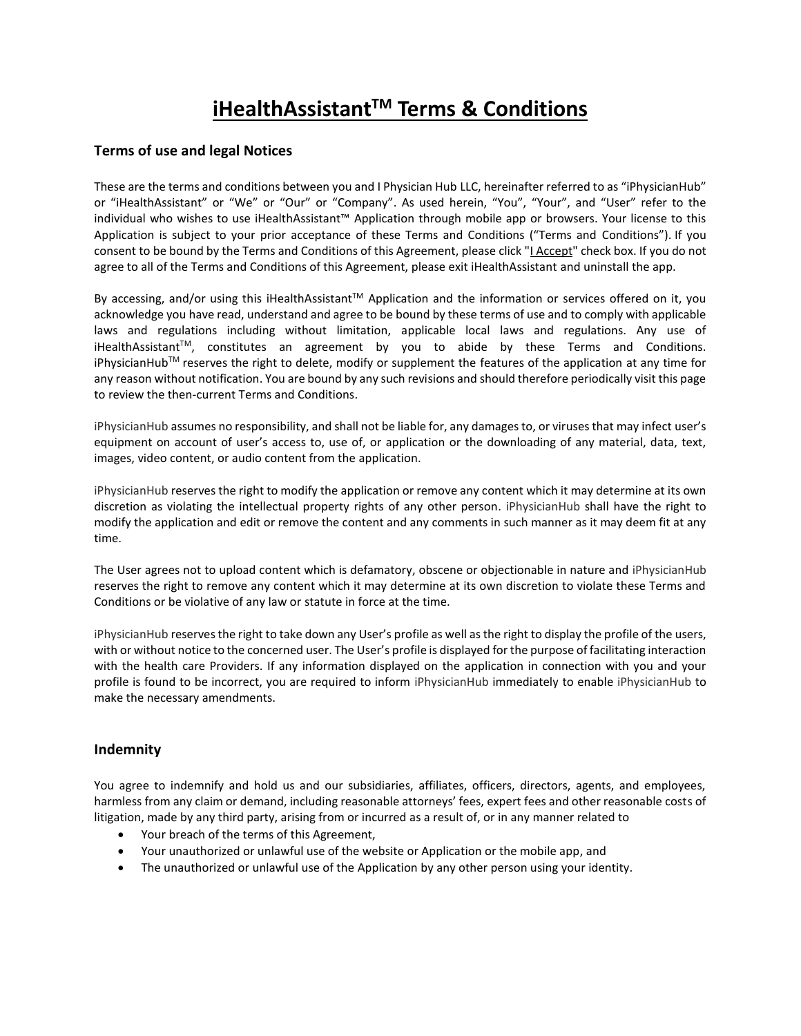# iHealthAssistant™ Terms & Conditions

## Terms of use and legal Notices

These are the terms and conditions between you and I Physician Hub LLC, hereinafter referred to as "iPhysicianHub" or "iHealthAssistant" or "We" or "Our" or "Company". As used herein, "You", "Your", and "User" refer to the individual who wishes to use iHealthAssistant™ Application through mobile app or browsers. Your license to this Application is subject to your prior acceptance of these Terms and Conditions ("Terms and Conditions"). If you consent to be bound by the Terms and Conditions of this Agreement, please click "I Accept" check box. If you do not agree to all of the Terms and Conditions of this Agreement, please exit iHealthAssistant and uninstall the app.

By accessing, and/or using this iHealthAssistant™ Application and the information or services offered on it, you acknowledge you have read, understand and agree to be bound by these terms of use and to comply with applicable laws and regulations including without limitation, applicable local laws and regulations. Any use of iHealthAssistant™, constitutes an agreement by you to abide by these Terms and Conditions. iPhysicianHub™ reserves the right to delete, modify or supplement the features of the application at any time for any reason without notification. You are bound by any such revisions and should therefore periodically visit this page to review the then-current Terms and Conditions.

iPhysicianHub assumes no responsibility, and shall not be liable for, any damages to, or viruses that may infect user's equipment on account of user's access to, use of, or application or the downloading of any material, data, text, images, video content, or audio content from the application.

iPhysicianHub reserves the right to modify the application or remove any content which it may determine at its own discretion as violating the intellectual property rights of any other person. iPhysicianHub shall have the right to modify the application and edit or remove the content and any comments in such manner as it may deem fit at any time.

The User agrees not to upload content which is defamatory, obscene or objectionable in nature and iPhysicianHub reserves the right to remove any content which it may determine at its own discretion to violate these Terms and Conditions or be violative of any law or statute in force at the time.

iPhysicianHub reserves the right to take down any User's profile as well as the right to display the profile of the users, with or without notice to the concerned user. The User's profile is displayed for the purpose of facilitating interaction with the health care Providers. If any information displayed on the application in connection with you and your profile is found to be incorrect, you are required to inform iPhysicianHub immediately to enable iPhysicianHub to make the necessary amendments.

## Indemnity

You agree to indemnify and hold us and our subsidiaries, affiliates, officers, directors, agents, and employees, harmless from any claim or demand, including reasonable attorneys' fees, expert fees and other reasonable costs of litigation, made by any third party, arising from or incurred as a result of, or in any manner related to

- Your breach of the terms of this Agreement,
- Your unauthorized or unlawful use of the website or Application or the mobile app, and
- The unauthorized or unlawful use of the Application by any other person using your identity.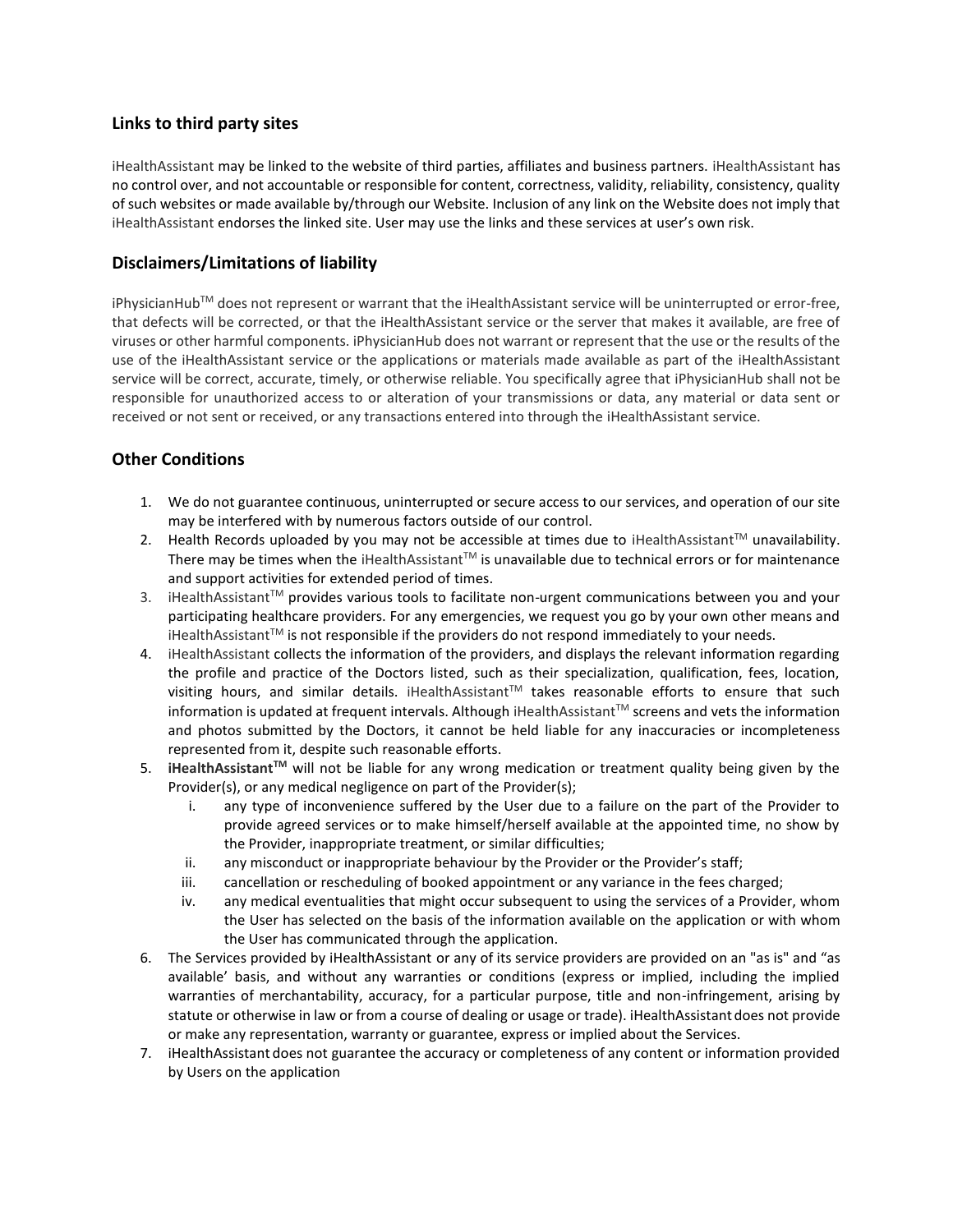## Links to third party sites

iHealthAssistant may be linked to the website of third parties, affiliates and business partners. iHealthAssistant has no control over, and not accountable or responsible for content, correctness, validity, reliability, consistency, quality of such websites or made available by/through our Website. Inclusion of any link on the Website does not imply that iHealthAssistant endorses the linked site. User may use the links and these services at user's own risk.

## Disclaimers/Limitations of liability

iPhysicianHub™ does not represent or warrant that the iHealthAssistant service will be uninterrupted or error-free, that defects will be corrected, or that the iHealthAssistant service or the server that makes it available, are free of viruses or other harmful components. iPhysicianHub does not warrant or represent that the use or the results of the use of the iHealthAssistant service or the applications or materials made available as part of the iHealthAssistant service will be correct, accurate, timely, or otherwise reliable. You specifically agree that iPhysicianHub shall not be responsible for unauthorized access to or alteration of your transmissions or data, any material or data sent or received or not sent or received, or any transactions entered into through the iHealthAssistant service.

## Other Conditions

1. We do not guarantee continuous, uninterrupted or secure access to our services, and operation of our site may be interfered with by numerous factors outside of our control.
2. Health Records uploaded by you may not be accessible at times due to iHealthAssistant™ unavailability. There may be times when the iHealthAssistant™ is unavailable due to technical errors or for maintenance and support activities for extended period of times.
3. iHealthAssistant™ provides various tools to facilitate non-urgent communications between you and your participating healthcare providers. For any emergencies, we request you go by your own other means and iHealthAssistant™ is not responsible if the providers do not respond immediately to your needs.
4. iHealthAssistant collects the information of the providers, and displays the relevant information regarding the profile and practice of the Doctors listed, such as their specialization, qualification, fees, location, visiting hours, and similar details. iHealthAssistant™ takes reasonable efforts to ensure that such information is updated at frequent intervals. Although iHealthAssistant™ screens and vets the information and photos submitted by the Doctors, it cannot be held liable for any inaccuracies or incompleteness represented from it, despite such reasonable efforts.
5. **iHealthAssistant™** will not be liable for any wrong medication or treatment quality being given by the Provider(s), or any medical negligence on part of the Provider(s);
   i. any type of inconvenience suffered by the User due to a failure on the part of the Provider to provide agreed services or to make himself/herself available at the appointed time, no show by the Provider, inappropriate treatment, or similar difficulties;
   ii. any misconduct or inappropriate behaviour by the Provider or the Provider's staff;
   iii. cancellation or rescheduling of booked appointment or any variance in the fees charged;
   iv. any medical eventualities that might occur subsequent to using the services of a Provider, whom the User has selected on the basis of the information available on the application or with whom the User has communicated through the application.
6. The Services provided by iHealthAssistant or any of its service providers are provided on an "as is" and "as available' basis, and without any warranties or conditions (express or implied, including the implied warranties of merchantability, accuracy, for a particular purpose, title and non-infringement, arising by statute or otherwise in law or from a course of dealing or usage or trade). iHealthAssistant does not provide or make any representation, warranty or guarantee, express or implied about the Services.
7. iHealthAssistant does not guarantee the accuracy or completeness of any content or information provided by Users on the application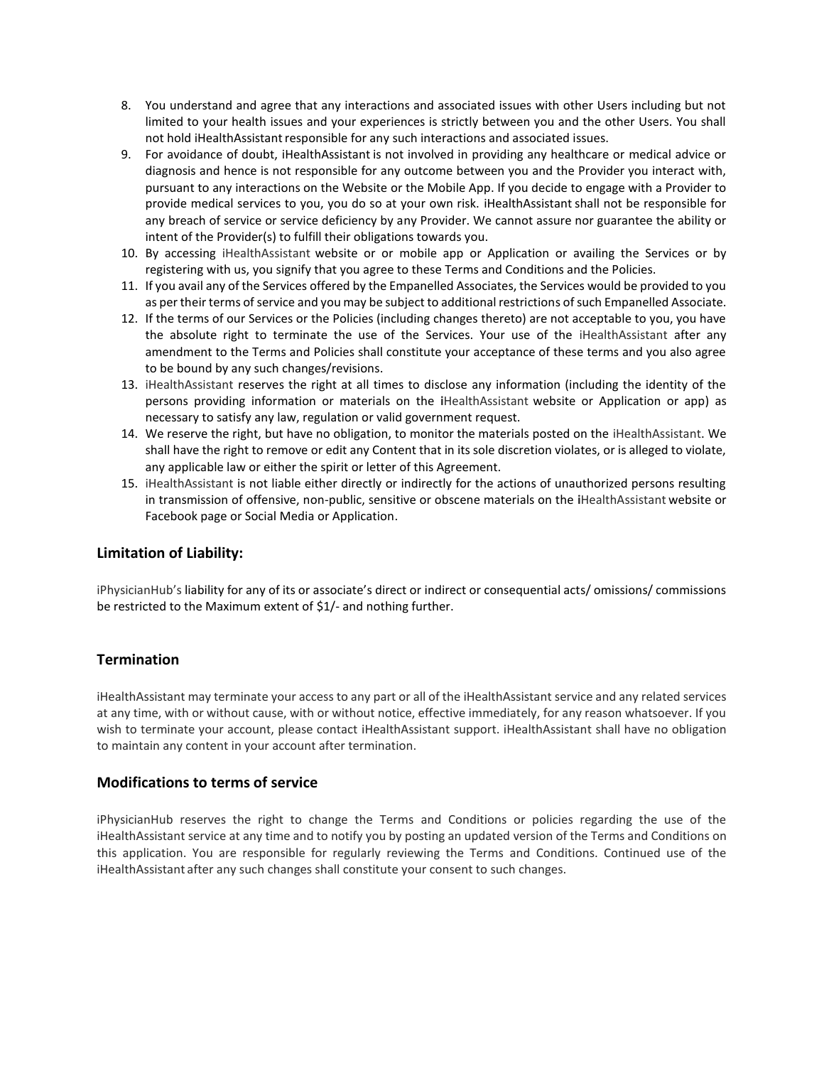8. You understand and agree that any interactions and associated issues with other Users including but not limited to your health issues and your experiences is strictly between you and the other Users. You shall not hold iHealthAssistant responsible for any such interactions and associated issues.
9. For avoidance of doubt, iHealthAssistant is not involved in providing any healthcare or medical advice or diagnosis and hence is not responsible for any outcome between you and the Provider you interact with, pursuant to any interactions on the Website or the Mobile App. If you decide to engage with a Provider to provide medical services to you, you do so at your own risk. iHealthAssistant shall not be responsible for any breach of service or service deficiency by any Provider. We cannot assure nor guarantee the ability or intent of the Provider(s) to fulfill their obligations towards you.
10. By accessing iHealthAssistant website or or mobile app or Application or availing the Services or by registering with us, you signify that you agree to these Terms and Conditions and the Policies.
11. If you avail any of the Services offered by the Empanelled Associates, the Services would be provided to you as per their terms of service and you may be subject to additional restrictions of such Empanelled Associate.
12. If the terms of our Services or the Policies (including changes thereto) are not acceptable to you, you have the absolute right to terminate the use of the Services. Your use of the iHealthAssistant after any amendment to the Terms and Policies shall constitute your acceptance of these terms and you also agree to be bound by any such changes/revisions.
13. iHealthAssistant reserves the right at all times to disclose any information (including the identity of the persons providing information or materials on the iHealthAssistant website or Application or app) as necessary to satisfy any law, regulation or valid government request.
14. We reserve the right, but have no obligation, to monitor the materials posted on the iHealthAssistant. We shall have the right to remove or edit any Content that in its sole discretion violates, or is alleged to violate, any applicable law or either the spirit or letter of this Agreement.
15. iHealthAssistant is not liable either directly or indirectly for the actions of unauthorized persons resulting in transmission of offensive, non-public, sensitive or obscene materials on the iHealthAssistant website or Facebook page or Social Media or Application.

### Limitation of Liability:

iPhysicianHub's liability for any of its or associate's direct or indirect or consequential acts/ omissions/ commissions be restricted to the Maximum extent of $1/- and nothing further.

### Termination

iHealthAssistant may terminate your access to any part or all of the iHealthAssistant service and any related services at any time, with or without cause, with or without notice, effective immediately, for any reason whatsoever. If you wish to terminate your account, please contact iHealthAssistant support. iHealthAssistant shall have no obligation to maintain any content in your account after termination.

### Modifications to terms of service

iPhysicianHub reserves the right to change the Terms and Conditions or policies regarding the use of the iHealthAssistant service at any time and to notify you by posting an updated version of the Terms and Conditions on this application. You are responsible for regularly reviewing the Terms and Conditions. Continued use of the iHealthAssistant after any such changes shall constitute your consent to such changes.